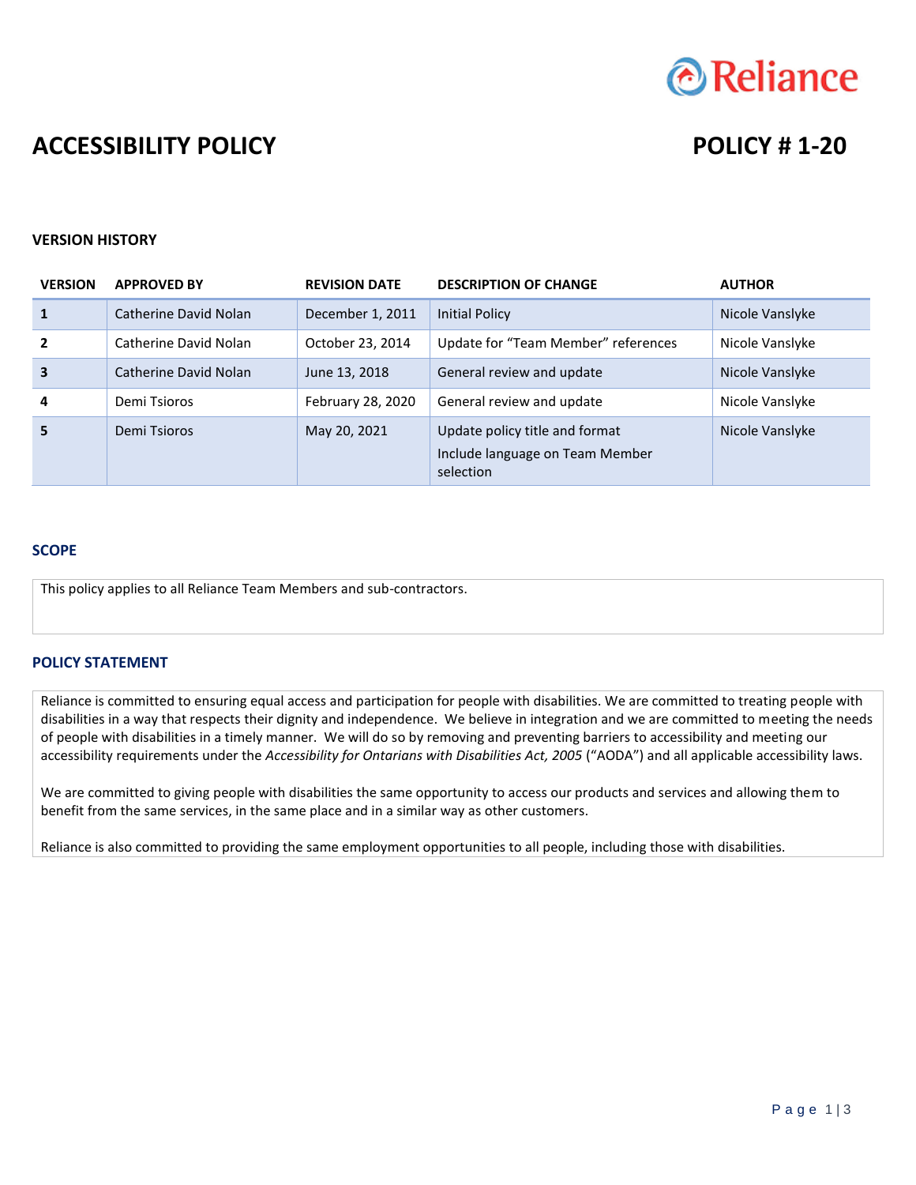# ACCESSIBILITY POLICY

# POLICY # 1-20

## VERSION HISTORY

| VERSION | APPROVED BY | REVISION DATE | DESCRIPTION OF CHANGE | AUTHOR |
|---|---|---|---|---|
| **1** | Catherine David Nolan | December 1, 2011 | Initial Policy | Nicole Vanslyke |
| **2** | Catherine David Nolan | October 23, 2014 | Update for "Team Member" references | Nicole Vanslyke |
| **3** | Catherine David Nolan | June 13, 2018 | General review and update | Nicole Vanslyke |
| **4** | Demi Tsioros | February 28, 2020 | General review and update | Nicole Vanslyke |
| **5** | Demi Tsioros | May 20, 2021 | Update policy title and format<br>Include language on Team Member selection | Nicole Vanslyke |

## SCOPE

This policy applies to all Reliance Team Members and sub-contractors.

## POLICY STATEMENT

Reliance is committed to ensuring equal access and participation for people with disabilities. We are committed to treating people with disabilities in a way that respects their dignity and independence. We believe in integration and we are committed to meeting the needs of people with disabilities in a timely manner. We will do so by removing and preventing barriers to accessibility and meeting our accessibility requirements under the *Accessibility for Ontarians with Disabilities Act, 2005* ("AODA") and all applicable accessibility laws.

We are committed to giving people with disabilities the same opportunity to access our products and services and allowing them to benefit from the same services, in the same place and in a similar way as other customers.

Reliance is also committed to providing the same employment opportunities to all people, including those with disabilities.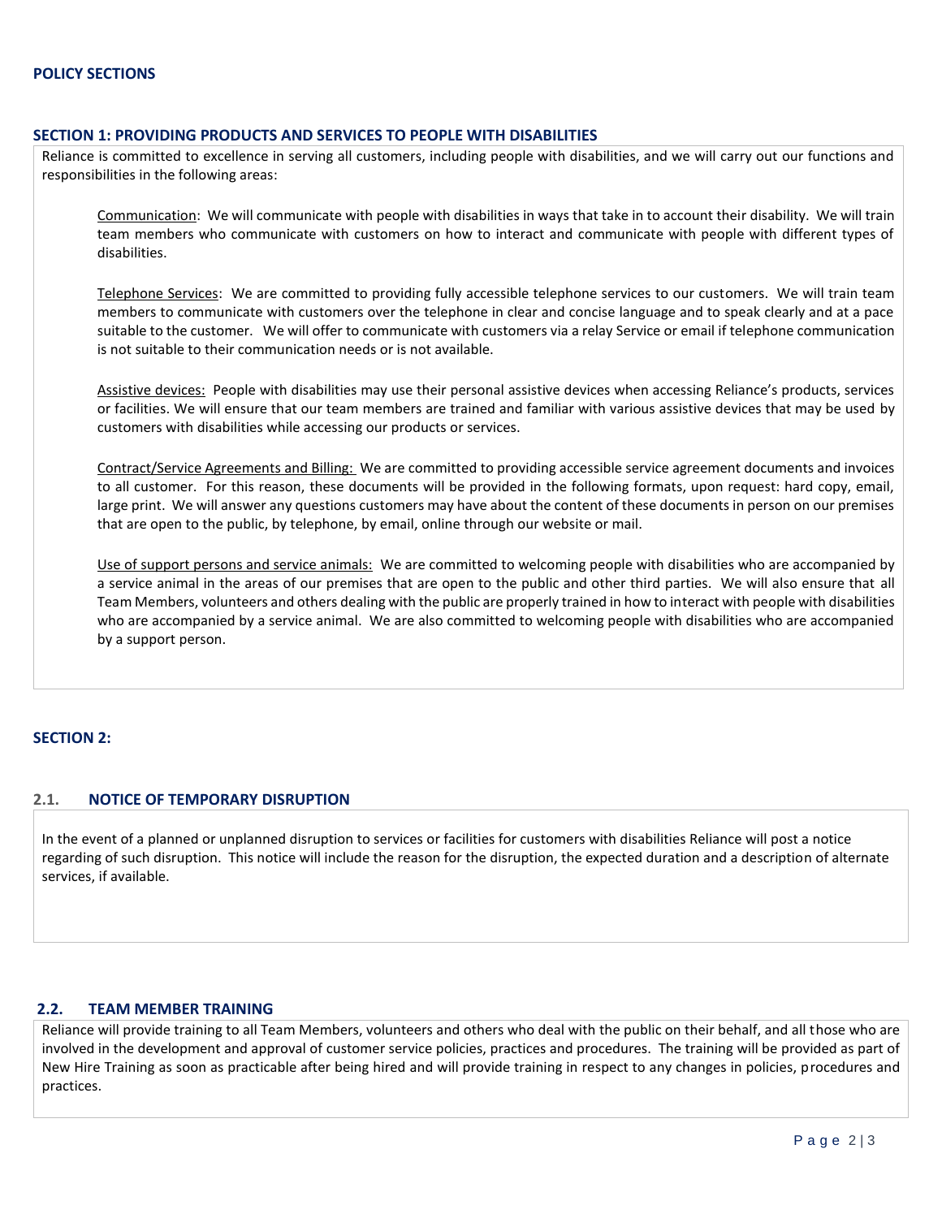## POLICY SECTIONS

### SECTION 1: PROVIDING PRODUCTS AND SERVICES TO PEOPLE WITH DISABILITIES

Reliance is committed to excellence in serving all customers, including people with disabilities, and we will carry out our functions and responsibilities in the following areas:

Communication: We will communicate with people with disabilities in ways that take in to account their disability. We will train team members who communicate with customers on how to interact and communicate with people with different types of disabilities.

Telephone Services: We are committed to providing fully accessible telephone services to our customers. We will train team members to communicate with customers over the telephone in clear and concise language and to speak clearly and at a pace suitable to the customer. We will offer to communicate with customers via a relay Service or email if telephone communication is not suitable to their communication needs or is not available.

Assistive devices: People with disabilities may use their personal assistive devices when accessing Reliance's products, services or facilities. We will ensure that our team members are trained and familiar with various assistive devices that may be used by customers with disabilities while accessing our products or services.

Contract/Service Agreements and Billing: We are committed to providing accessible service agreement documents and invoices to all customer. For this reason, these documents will be provided in the following formats, upon request: hard copy, email, large print. We will answer any questions customers may have about the content of these documents in person on our premises that are open to the public, by telephone, by email, online through our website or mail.

Use of support persons and service animals: We are committed to welcoming people with disabilities who are accompanied by a service animal in the areas of our premises that are open to the public and other third parties. We will also ensure that all Team Members, volunteers and others dealing with the public are properly trained in how to interact with people with disabilities who are accompanied by a service animal. We are also committed to welcoming people with disabilities who are accompanied by a support person.

### SECTION 2:

#### 2.1. NOTICE OF TEMPORARY DISRUPTION

In the event of a planned or unplanned disruption to services or facilities for customers with disabilities Reliance will post a notice regarding of such disruption. This notice will include the reason for the disruption, the expected duration and a description of alternate services, if available.

#### 2.2. TEAM MEMBER TRAINING

Reliance will provide training to all Team Members, volunteers and others who deal with the public on their behalf, and all those who are involved in the development and approval of customer service policies, practices and procedures. The training will be provided as part of New Hire Training as soon as practicable after being hired and will provide training in respect to any changes in policies, procedures and practices.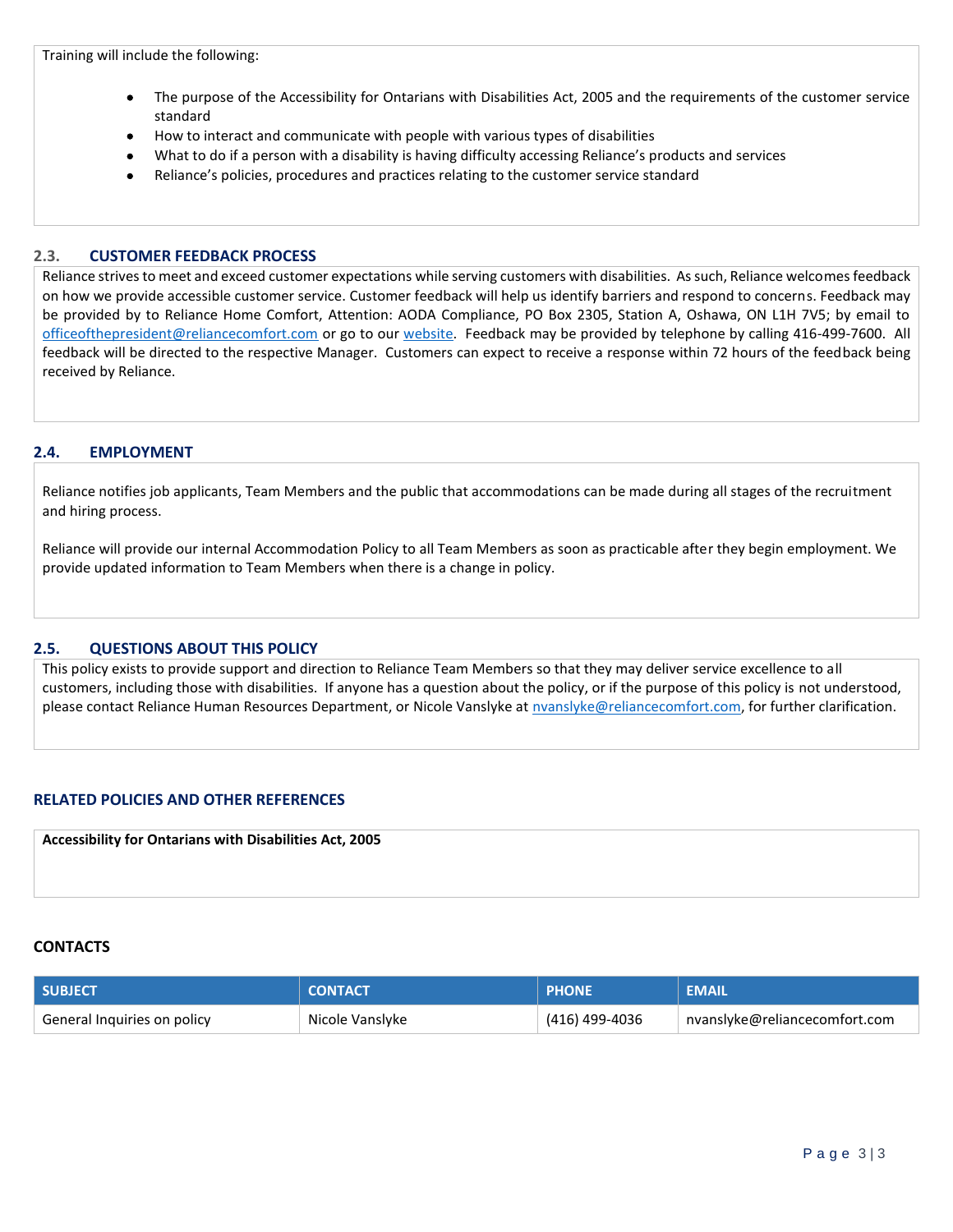Training will include the following:

- The purpose of the Accessibility for Ontarians with Disabilities Act, 2005 and the requirements of the customer service standard
- How to interact and communicate with people with various types of disabilities
- What to do if a person with a disability is having difficulty accessing Reliance's products and services
- Reliance's policies, procedures and practices relating to the customer service standard

## 2.3. CUSTOMER FEEDBACK PROCESS

Reliance strives to meet and exceed customer expectations while serving customers with disabilities. As such, Reliance welcomes feedback on how we provide accessible customer service. Customer feedback will help us identify barriers and respond to concerns. Feedback may be provided by to Reliance Home Comfort, Attention: AODA Compliance, PO Box 2305, Station A, Oshawa, ON L1H 7V5; by email to officeofthepresident@reliancecomfort.com or go to our website. Feedback may be provided by telephone by calling 416-499-7600. All feedback will be directed to the respective Manager. Customers can expect to receive a response within 72 hours of the feedback being received by Reliance.

## 2.4. EMPLOYMENT

Reliance notifies job applicants, Team Members and the public that accommodations can be made during all stages of the recruitment and hiring process.

Reliance will provide our internal Accommodation Policy to all Team Members as soon as practicable after they begin employment. We provide updated information to Team Members when there is a change in policy.

## 2.5. QUESTIONS ABOUT THIS POLICY

This policy exists to provide support and direction to Reliance Team Members so that they may deliver service excellence to all customers, including those with disabilities. If anyone has a question about the policy, or if the purpose of this policy is not understood, please contact Reliance Human Resources Department, or Nicole Vanslyke at nvanslyke@reliancecomfort.com, for further clarification.

## RELATED POLICIES AND OTHER REFERENCES

**Accessibility for Ontarians with Disabilities Act, 2005**

## CONTACTS

| SUBJECT | CONTACT | PHONE | EMAIL |
|---|---|---|---|
| General Inquiries on policy | Nicole Vanslyke | (416) 499-4036 | nvanslyke@reliancecomfort.com |